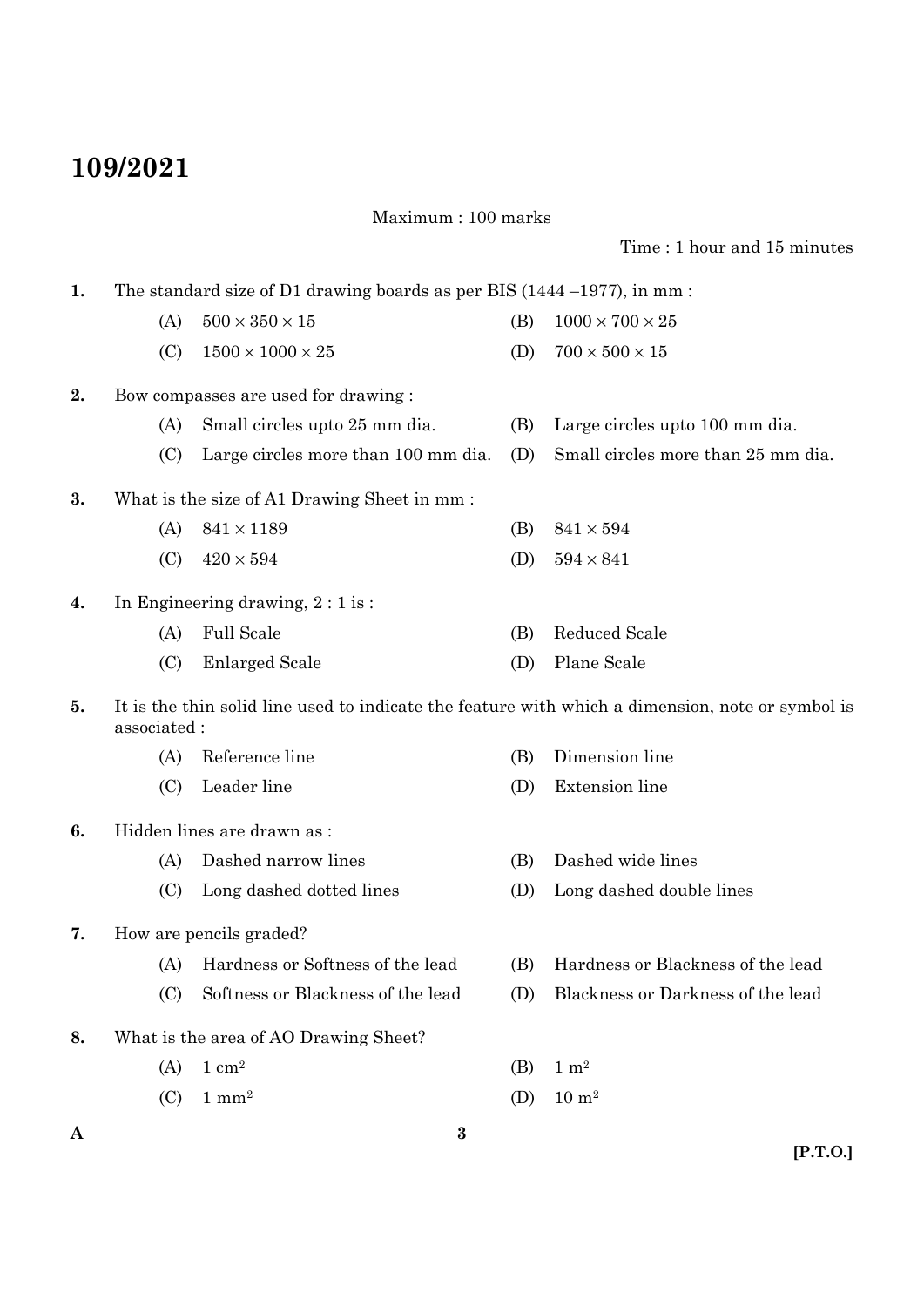# 109/2021

Maximum : 100 marks

Time : 1 hour and 15 minutes

1. The standard size of D1 drawing boards as per BIS (1444 –1977), in mm :
   - (A) $500 \times 350 \times 15$
   - (B) $1000 \times 700 \times 25$
   - (C) $1500 \times 1000 \times 25$
   - (D) $700 \times 500 \times 15$

2. Bow compasses are used for drawing :
   - (A) Small circles upto 25 mm dia.
   - (B) Large circles upto 100 mm dia.
   - (C) Large circles more than 100 mm dia.
   - (D) Small circles more than 25 mm dia.

3. What is the size of A1 Drawing Sheet in mm :
   - (A) $841 \times 1189$
   - (B) $841 \times 594$
   - (C) $420 \times 594$
   - (D) $594 \times 841$

4. In Engineering drawing, 2 : 1 is :
   - (A) Full Scale
   - (B) Reduced Scale
   - (C) Enlarged Scale
   - (D) Plane Scale

5. It is the thin solid line used to indicate the feature with which a dimension, note or symbol is associated :
   - (A) Reference line
   - (B) Dimension line
   - (C) Leader line
   - (D) Extension line

6. Hidden lines are drawn as :
   - (A) Dashed narrow lines
   - (B) Dashed wide lines
   - (C) Long dashed dotted lines
   - (D) Long dashed double lines

7. How are pencils graded?
   - (A) Hardness or Softness of the lead
   - (B) Hardness or Blackness of the lead
   - (C) Softness or Blackness of the lead
   - (D) Blackness or Darkness of the lead

8. What is the area of AO Drawing Sheet?
   - (A) $1 \text{ cm}^2$
   - (B) $1 \text{ m}^2$
   - (C) $1 \text{ mm}^2$
   - (D) $10 \text{ m}^2$

A

[P.T.O.]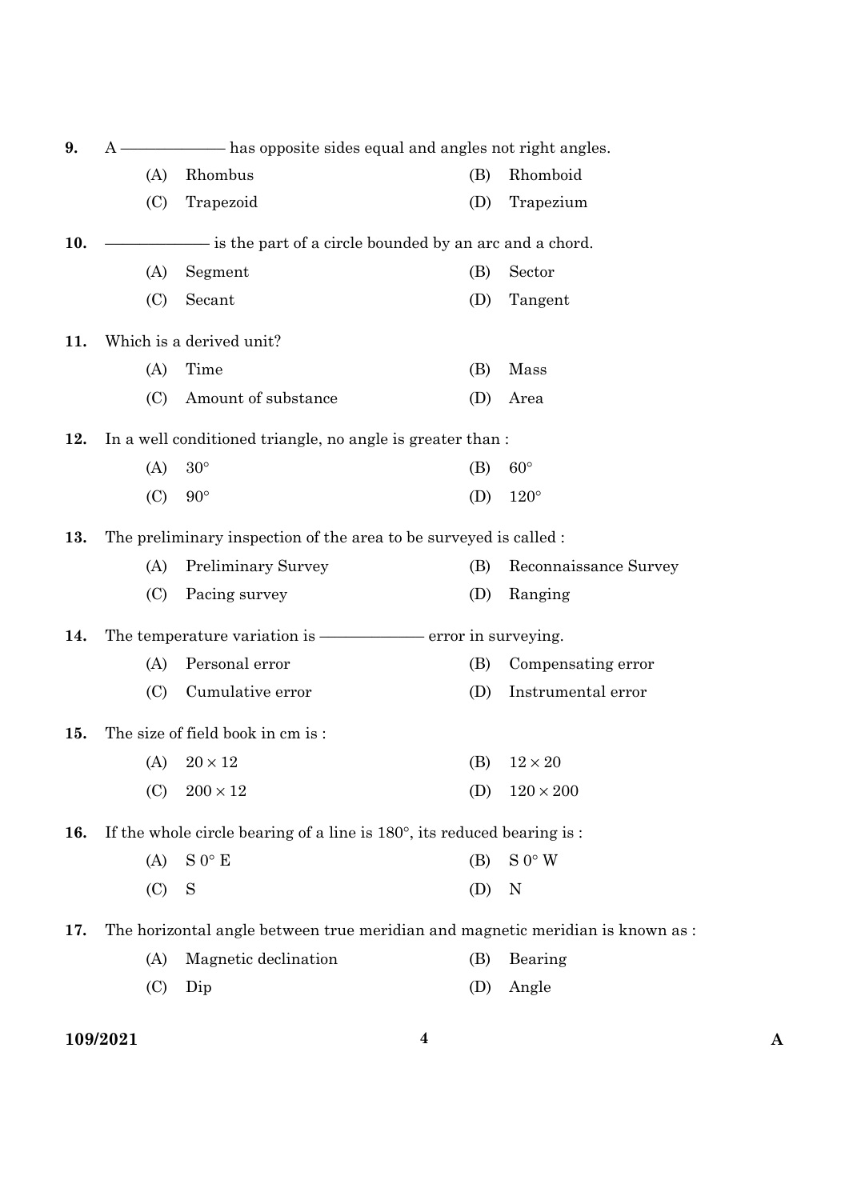9. A ———— has opposite sides equal and angles not right angles.

(A) Rhombus
(B) Rhomboid
(C) Trapezoid
(D) Trapezium

10. ———— is the part of a circle bounded by an arc and a chord.

(A) Segment
(B) Sector
(C) Secant
(D) Tangent

11. Which is a derived unit?

(A) Time
(B) Mass
(C) Amount of substance
(D) Area

12. In a well conditioned triangle, no angle is greater than :

(A) $30°$
(B) $60°$
(C) $90°$
(D) $120°$

13. The preliminary inspection of the area to be surveyed is called :

(A) Preliminary Survey
(B) Reconnaissance Survey
(C) Pacing survey
(D) Ranging

14. The temperature variation is ———— error in surveying.

(A) Personal error
(B) Compensating error
(C) Cumulative error
(D) Instrumental error

15. The size of field book in cm is :

(A) $20 \times 12$
(B) $12 \times 20$
(C) $200 \times 12$
(D) $120 \times 200$

16. If the whole circle bearing of a line is $180°$, its reduced bearing is :

(A) S $0°$ E
(B) S $0°$ W
(C) S
(D) N

17. The horizontal angle between true meridian and magnetic meridian is known as :

(A) Magnetic declination
(B) Bearing
(C) Dip
(D) Angle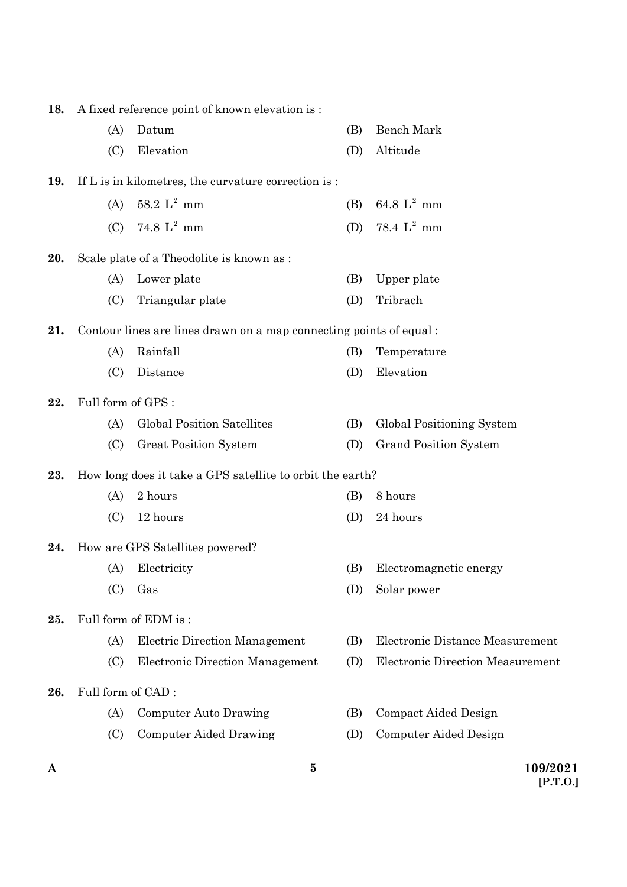**18.** A fixed reference point of known elevation is :

(A) Datum
(B) Bench Mark
(C) Elevation
(D) Altitude

**19.** If L is in kilometres, the curvature correction is :

(A) $58.2\ L^2$ mm
(B) $64.8\ L^2$ mm
(C) $74.8\ L^2$ mm
(D) $78.4\ L^2$ mm

**20.** Scale plate of a Theodolite is known as :

(A) Lower plate
(B) Upper plate
(C) Triangular plate
(D) Tribrach

**21.** Contour lines are lines drawn on a map connecting points of equal :

(A) Rainfall
(B) Temperature
(C) Distance
(D) Elevation

**22.** Full form of GPS :

(A) Global Position Satellites
(B) Global Positioning System
(C) Great Position System
(D) Grand Position System

**23.** How long does it take a GPS satellite to orbit the earth?

(A) 2 hours
(B) 8 hours
(C) 12 hours
(D) 24 hours

**24.** How are GPS Satellites powered?

(A) Electricity
(B) Electromagnetic energy
(C) Gas
(D) Solar power

**25.** Full form of EDM is :

(A) Electric Direction Management
(B) Electronic Distance Measurement
(C) Electronic Direction Management
(D) Electronic Direction Measurement

**26.** Full form of CAD :

(A) Computer Auto Drawing
(B) Compact Aided Design
(C) Computer Aided Drawing
(D) Computer Aided Design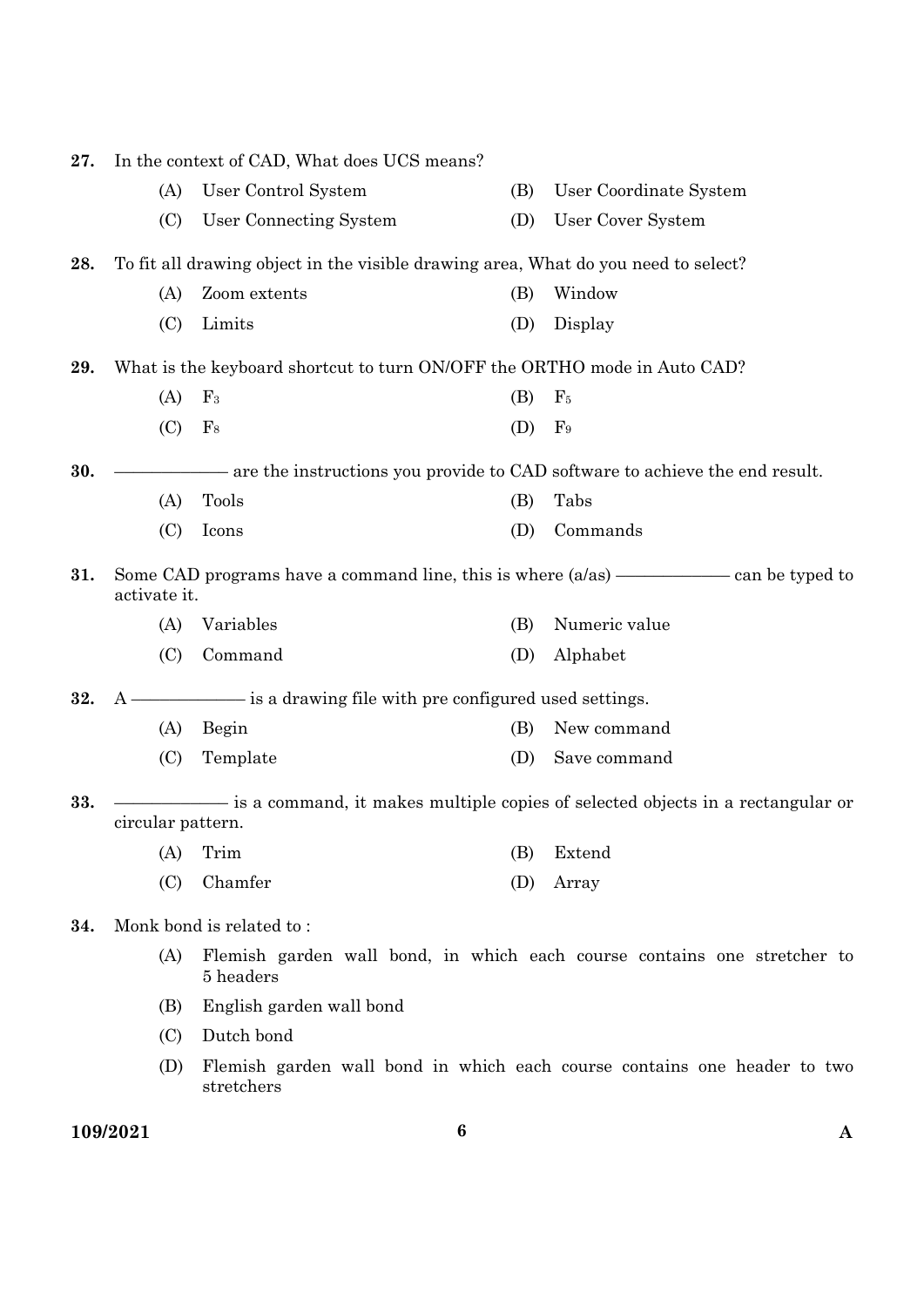27. In the context of CAD, What does UCS means?

(A) User Control System
(B) User Coordinate System
(C) User Connecting System
(D) User Cover System

28. To fit all drawing object in the visible drawing area, What do you need to select?

(A) Zoom extents
(B) Window
(C) Limits
(D) Display

29. What is the keyboard shortcut to turn ON/OFF the ORTHO mode in Auto CAD?

(A) $F_3$
(B) $F_5$
(C) $F_8$
(D) $F_9$

30. ———— are the instructions you provide to CAD software to achieve the end result.

(A) Tools
(B) Tabs
(C) Icons
(D) Commands

31. Some CAD programs have a command line, this is where (a/as) ———— can be typed to activate it.

(A) Variables
(B) Numeric value
(C) Command
(D) Alphabet

32. A ———— is a drawing file with pre configured used settings.

(A) Begin
(B) New command
(C) Template
(D) Save command

33. ———— is a command, it makes multiple copies of selected objects in a rectangular or circular pattern.

(A) Trim
(B) Extend
(C) Chamfer
(D) Array

34. Monk bond is related to :

(A) Flemish garden wall bond, in which each course contains one stretcher to 5 headers
(B) English garden wall bond
(C) Dutch bond
(D) Flemish garden wall bond in which each course contains one header to two stretchers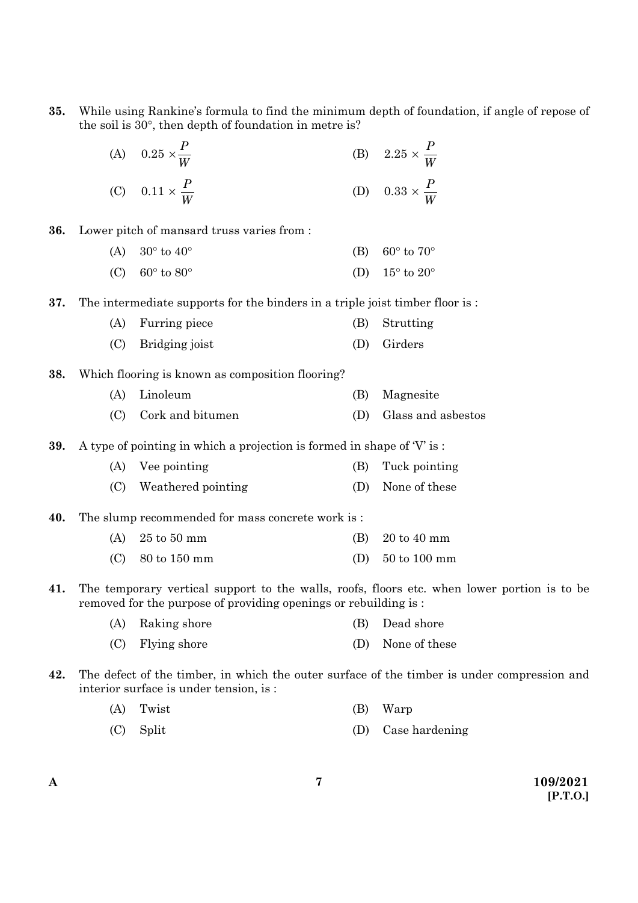35. While using Rankine's formula to find the minimum depth of foundation, if angle of repose of the soil is 30°, then depth of foundation in metre is?

    (A) $0.25 \times \frac{P}{W}$
    (B) $2.25 \times \frac{P}{W}$
    (C) $0.11 \times \frac{P}{W}$
    (D) $0.33 \times \frac{P}{W}$

36. Lower pitch of mansard truss varies from :

    (A) 30° to 40°
    (B) 60° to 70°
    (C) 60° to 80°
    (D) 15° to 20°

37. The intermediate supports for the binders in a triple joist timber floor is :

    (A) Furring piece
    (B) Strutting
    (C) Bridging joist
    (D) Girders

38. Which flooring is known as composition flooring?

    (A) Linoleum
    (B) Magnesite
    (C) Cork and bitumen
    (D) Glass and asbestos

39. A type of pointing in which a projection is formed in shape of 'V' is :

    (A) Vee pointing
    (B) Tuck pointing
    (C) Weathered pointing
    (D) None of these

40. The slump recommended for mass concrete work is :

    (A) 25 to 50 mm
    (B) 20 to 40 mm
    (C) 80 to 150 mm
    (D) 50 to 100 mm

41. The temporary vertical support to the walls, roofs, floors etc. when lower portion is to be removed for the purpose of providing openings or rebuilding is :

    (A) Raking shore
    (B) Dead shore
    (C) Flying shore
    (D) None of these

42. The defect of the timber, in which the outer surface of the timber is under compression and interior surface is under tension, is :

    (A) Twist
    (B) Warp
    (C) Split
    (D) Case hardening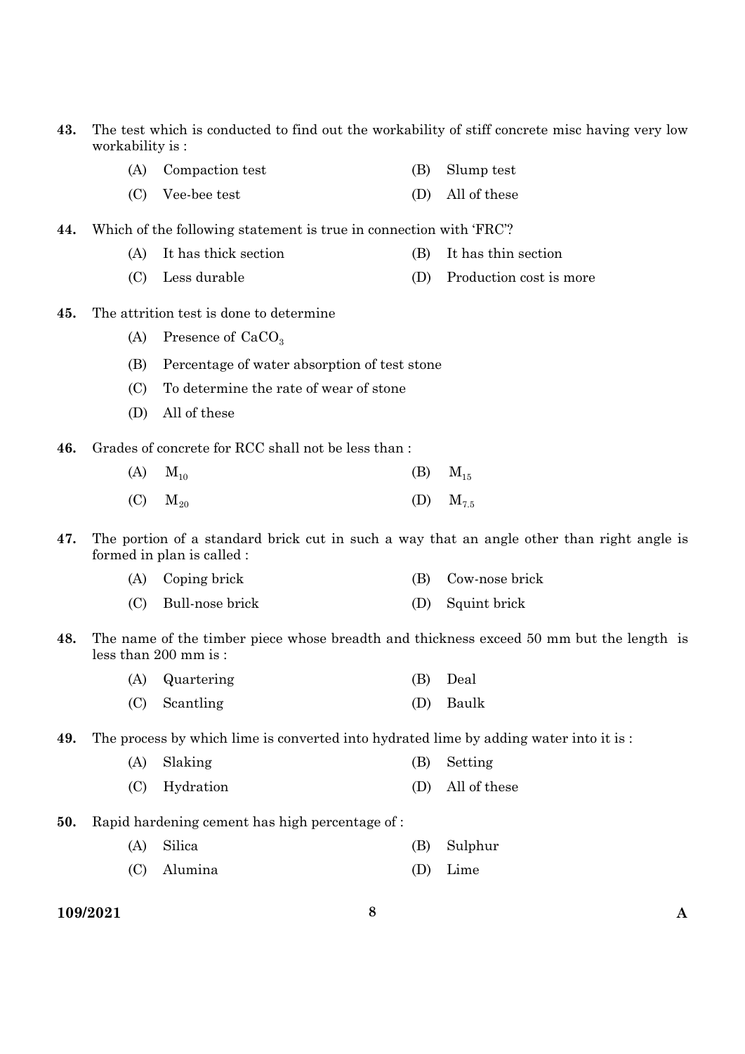43. The test which is conducted to find out the workability of stiff concrete misc having very low workability is :

    (A) Compaction test
    (B) Slump test
    (C) Vee-bee test
    (D) All of these

44. Which of the following statement is true in connection with 'FRC'?

    (A) It has thick section
    (B) It has thin section
    (C) Less durable
    (D) Production cost is more

45. The attrition test is done to determine

    (A) Presence of $CaCO_3$
    (B) Percentage of water absorption of test stone
    (C) To determine the rate of wear of stone
    (D) All of these

46. Grades of concrete for RCC shall not be less than :

    (A) $M_{10}$
    (B) $M_{15}$
    (C) $M_{20}$
    (D) $M_{7.5}$

47. The portion of a standard brick cut in such a way that an angle other than right angle is formed in plan is called :

    (A) Coping brick
    (B) Cow-nose brick
    (C) Bull-nose brick
    (D) Squint brick

48. The name of the timber piece whose breadth and thickness exceed 50 mm but the length is less than 200 mm is :

    (A) Quartering
    (B) Deal
    (C) Scantling
    (D) Baulk

49. The process by which lime is converted into hydrated lime by adding water into it is :

    (A) Slaking
    (B) Setting
    (C) Hydration
    (D) All of these

50. Rapid hardening cement has high percentage of :

    (A) Silica
    (B) Sulphur
    (C) Alumina
    (D) Lime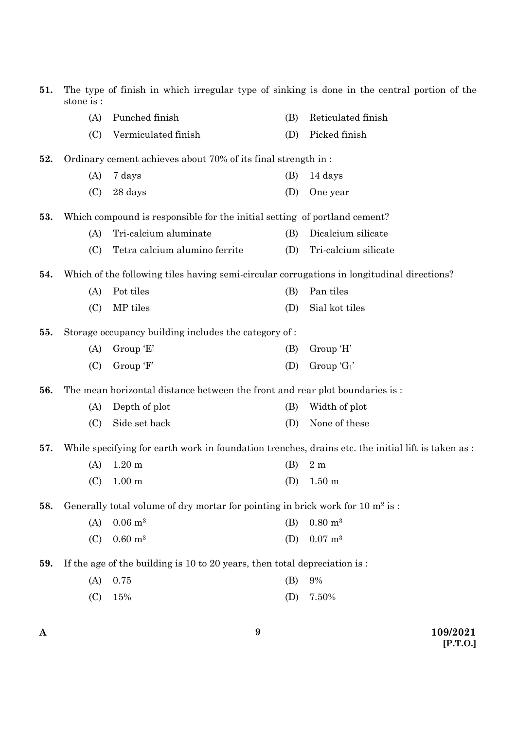51. The type of finish in which irregular type of sinking is done in the central portion of the stone is :

(A) Punched finish
(B) Reticulated finish
(C) Vermiculated finish
(D) Picked finish

52. Ordinary cement achieves about 70% of its final strength in :

(A) 7 days
(B) 14 days
(C) 28 days
(D) One year

53. Which compound is responsible for the initial setting of portland cement?

(A) Tri-calcium aluminate
(B) Dicalcium silicate
(C) Tetra calcium alumino ferrite
(D) Tri-calcium silicate

54. Which of the following tiles having semi-circular corrugations in longitudinal directions?

(A) Pot tiles
(B) Pan tiles
(C) MP tiles
(D) Sial kot tiles

55. Storage occupancy building includes the category of :

(A) Group 'E'
(B) Group 'H'
(C) Group 'F'
(D) Group '$G_1$'

56. The mean horizontal distance between the front and rear plot boundaries is :

(A) Depth of plot
(B) Width of plot
(C) Side set back
(D) None of these

57. While specifying for earth work in foundation trenches, drains etc. the initial lift is taken as :

(A) 1.20 m
(B) 2 m
(C) 1.00 m
(D) 1.50 m

58. Generally total volume of dry mortar for pointing in brick work for 10 $m^2$ is :

(A) 0.06 $m^3$
(B) 0.80 $m^3$
(C) 0.60 $m^3$
(D) 0.07 $m^3$

59. If the age of the building is 10 to 20 years, then total depreciation is :

(A) 0.75
(B) 9%
(C) 15%
(D) 7.50%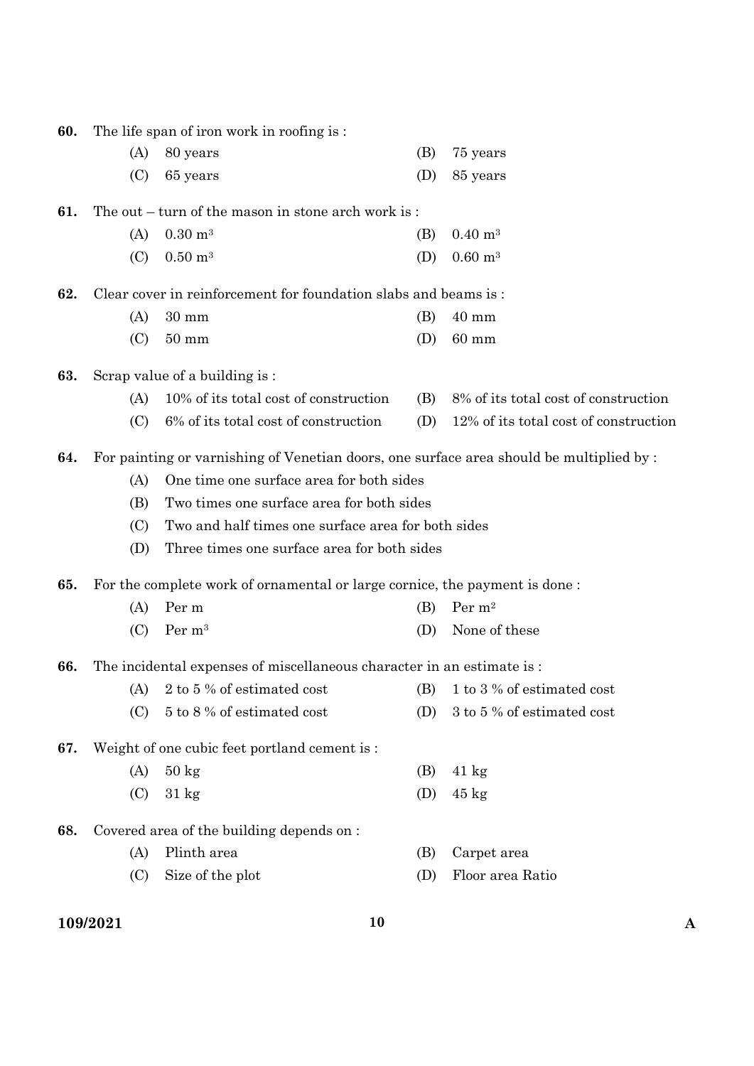60. The life span of iron work in roofing is :

(A) 80 years
(B) 75 years
(C) 65 years
(D) 85 years

61. The out – turn of the mason in stone arch work is :

(A) 0.30 $m^3$
(B) 0.40 $m^3$
(C) 0.50 $m^3$
(D) 0.60 $m^3$

62. Clear cover in reinforcement for foundation slabs and beams is :

(A) 30 mm
(B) 40 mm
(C) 50 mm
(D) 60 mm

63. Scrap value of a building is :

(A) 10% of its total cost of construction
(B) 8% of its total cost of construction
(C) 6% of its total cost of construction
(D) 12% of its total cost of construction

64. For painting or varnishing of Venetian doors, one surface area should be multiplied by :

(A) One time one surface area for both sides
(B) Two times one surface area for both sides
(C) Two and half times one surface area for both sides
(D) Three times one surface area for both sides

65. For the complete work of ornamental or large cornice, the payment is done :

(A) Per m
(B) Per $m^2$
(C) Per $m^3$
(D) None of these

66. The incidental expenses of miscellaneous character in an estimate is :

(A) 2 to 5 % of estimated cost
(B) 1 to 3 % of estimated cost
(C) 5 to 8 % of estimated cost
(D) 3 to 5 % of estimated cost

67. Weight of one cubic feet portland cement is :

(A) 50 kg
(B) 41 kg
(C) 31 kg
(D) 45 kg

68. Covered area of the building depends on :

(A) Plinth area
(B) Carpet area
(C) Size of the plot
(D) Floor area Ratio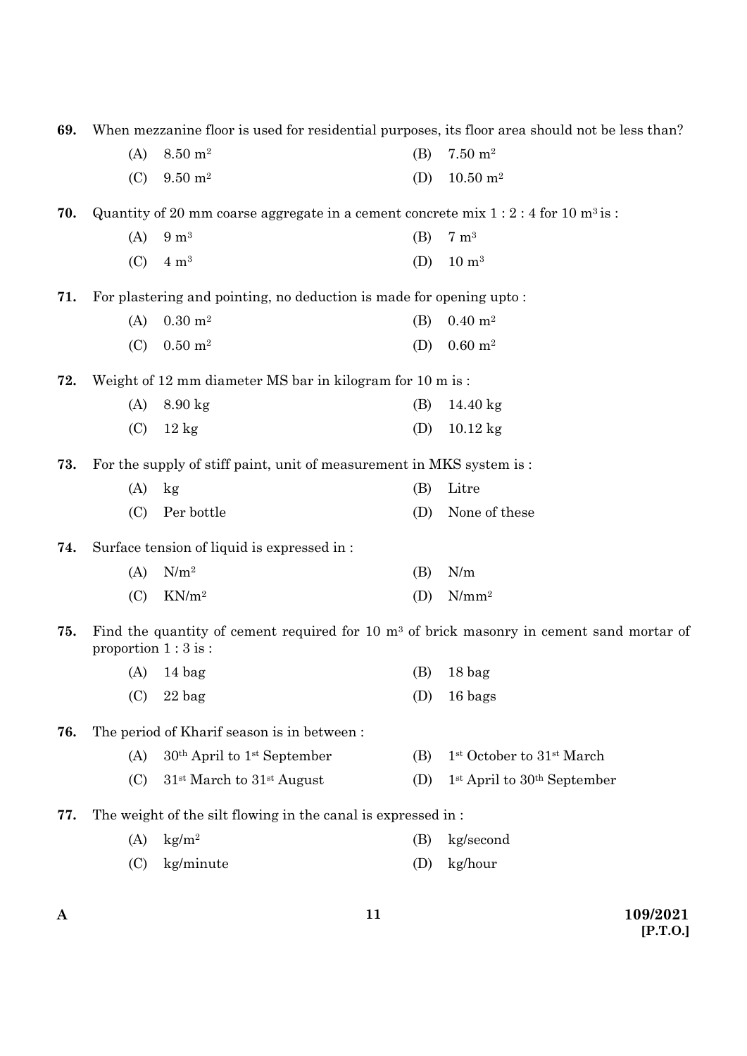69. When mezzanine floor is used for residential purposes, its floor area should not be less than?

(A) $8.50\ m^2$
(B) $7.50\ m^2$
(C) $9.50\ m^2$
(D) $10.50\ m^2$

70. Quantity of 20 mm coarse aggregate in a cement concrete mix 1 : 2 : 4 for $10\ m^3$ is :

(A) $9\ m^3$
(B) $7\ m^3$
(C) $4\ m^3$
(D) $10\ m^3$

71. For plastering and pointing, no deduction is made for opening upto :

(A) $0.30\ m^2$
(B) $0.40\ m^2$
(C) $0.50\ m^2$
(D) $0.60\ m^2$

72. Weight of 12 mm diameter MS bar in kilogram for 10 m is :

(A) 8.90 kg
(B) 14.40 kg
(C) 12 kg
(D) 10.12 kg

73. For the supply of stiff paint, unit of measurement in MKS system is :

(A) kg
(B) Litre
(C) Per bottle
(D) None of these

74. Surface tension of liquid is expressed in :

(A) $N/m^2$
(B) N/m
(C) $KN/m^2$
(D) $N/mm^2$

75. Find the quantity of cement required for $10\ m^3$ of brick masonry in cement sand mortar of proportion 1 : 3 is :

(A) 14 bag
(B) 18 bag
(C) 22 bag
(D) 16 bags

76. The period of Kharif season is in between :

(A) 30th April to 1st September
(B) 1st October to 31st March
(C) 31st March to 31st August
(D) 1st April to 30th September

77. The weight of the silt flowing in the canal is expressed in :

(A) $kg/m^2$
(B) kg/second
(C) kg/minute
(D) kg/hour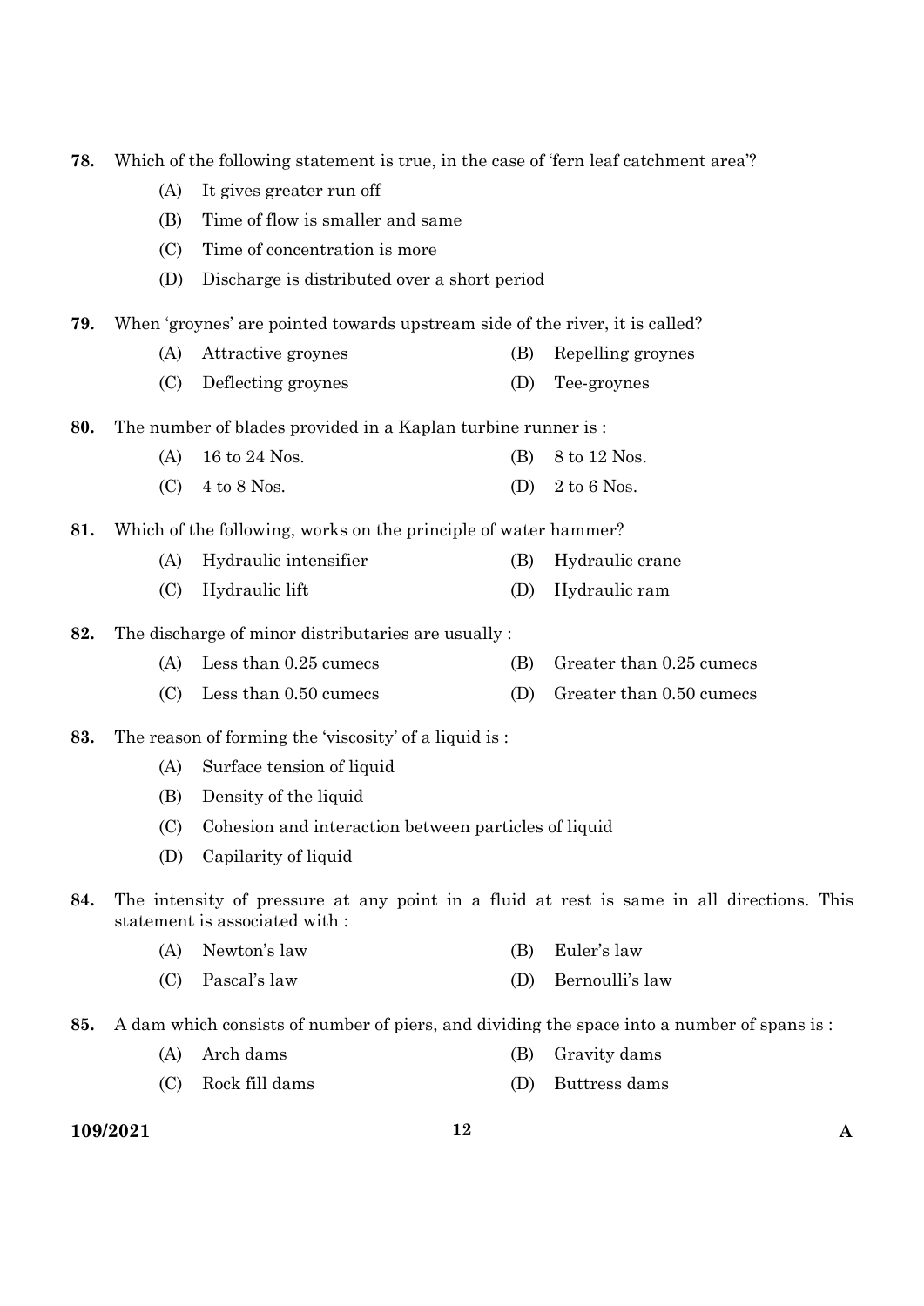78. Which of the following statement is true, in the case of 'fern leaf catchment area'?

    (A) It gives greater run off

    (B) Time of flow is smaller and same

    (C) Time of concentration is more

    (D) Discharge is distributed over a short period

79. When 'groynes' are pointed towards upstream side of the river, it is called?

    (A) Attractive groynes
    (B) Repelling groynes
    (C) Deflecting groynes
    (D) Tee-groynes

80. The number of blades provided in a Kaplan turbine runner is :

    (A) 16 to 24 Nos.
    (B) 8 to 12 Nos.
    (C) 4 to 8 Nos.
    (D) 2 to 6 Nos.

81. Which of the following, works on the principle of water hammer?

    (A) Hydraulic intensifier
    (B) Hydraulic crane
    (C) Hydraulic lift
    (D) Hydraulic ram

82. The discharge of minor distributaries are usually :

    (A) Less than 0.25 cumecs
    (B) Greater than 0.25 cumecs
    (C) Less than 0.50 cumecs
    (D) Greater than 0.50 cumecs

83. The reason of forming the 'viscosity' of a liquid is :

    (A) Surface tension of liquid

    (B) Density of the liquid

    (C) Cohesion and interaction between particles of liquid

    (D) Capilarity of liquid

84. The intensity of pressure at any point in a fluid at rest is same in all directions. This statement is associated with :

    (A) Newton's law
    (B) Euler's law
    (C) Pascal's law
    (D) Bernoulli's law

85. A dam which consists of number of piers, and dividing the space into a number of spans is :

    (A) Arch dams
    (B) Gravity dams
    (C) Rock fill dams
    (D) Buttress dams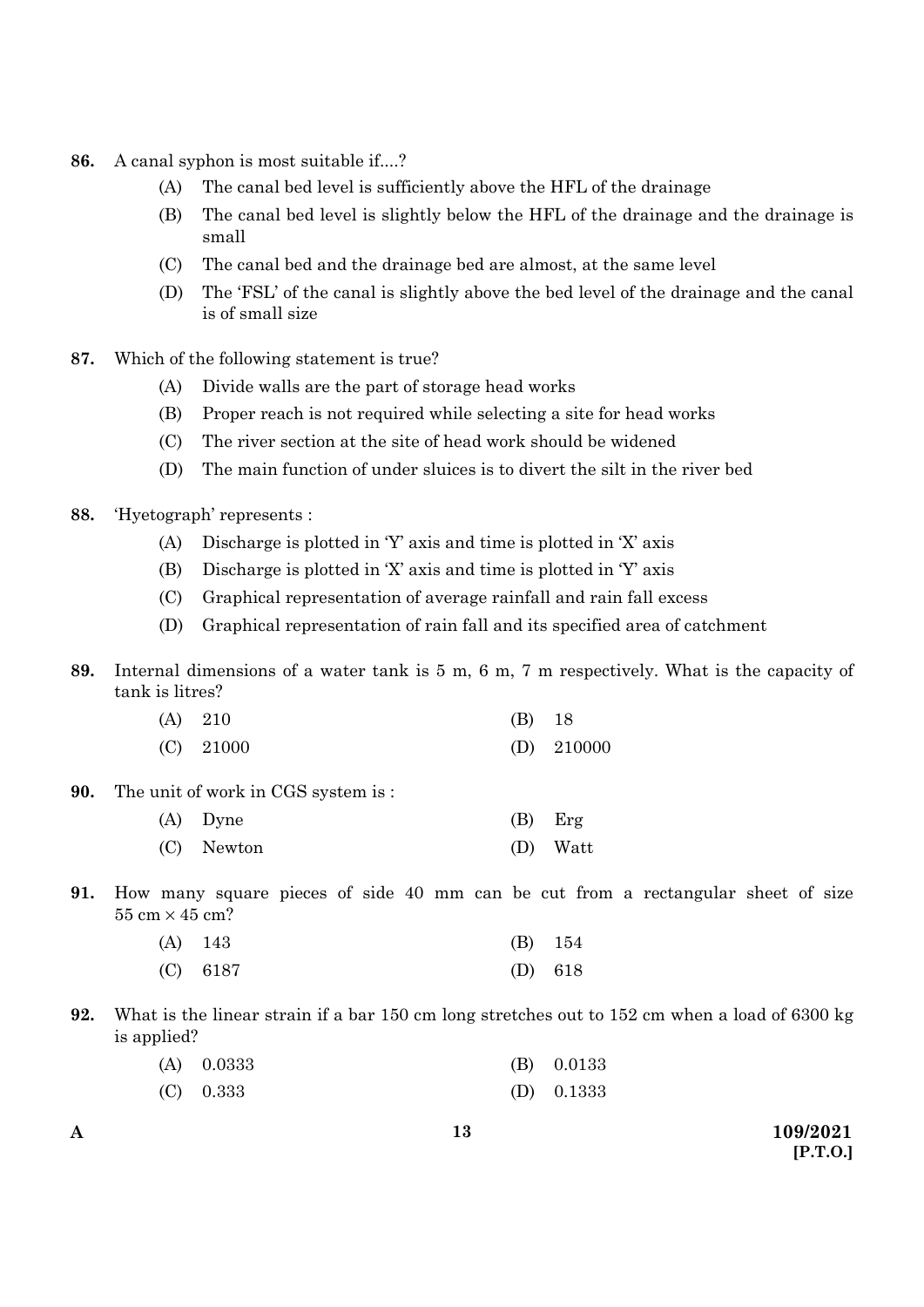86. A canal syphon is most suitable if....?

   (A) The canal bed level is sufficiently above the HFL of the drainage

   (B) The canal bed level is slightly below the HFL of the drainage and the drainage is small

   (C) The canal bed and the drainage bed are almost, at the same level

   (D) The 'FSL' of the canal is slightly above the bed level of the drainage and the canal is of small size

87. Which of the following statement is true?

   (A) Divide walls are the part of storage head works

   (B) Proper reach is not required while selecting a site for head works

   (C) The river section at the site of head work should be widened

   (D) The main function of under sluices is to divert the silt in the river bed

88. 'Hyetograph' represents :

   (A) Discharge is plotted in 'Y' axis and time is plotted in 'X' axis

   (B) Discharge is plotted in 'X' axis and time is plotted in 'Y' axis

   (C) Graphical representation of average rainfall and rain fall excess

   (D) Graphical representation of rain fall and its specified area of catchment

89. Internal dimensions of a water tank is 5 m, 6 m, 7 m respectively. What is the capacity of tank is litres?

   (A) 210 &nbsp;&nbsp;&nbsp;&nbsp; (B) 18

   (C) 21000 &nbsp;&nbsp;&nbsp;&nbsp; (D) 210000

90. The unit of work in CGS system is :

   (A) Dyne &nbsp;&nbsp;&nbsp;&nbsp; (B) Erg

   (C) Newton &nbsp;&nbsp;&nbsp;&nbsp; (D) Watt

91. How many square pieces of side 40 mm can be cut from a rectangular sheet of size 55 cm $\times$ 45 cm?

   (A) 143 &nbsp;&nbsp;&nbsp;&nbsp; (B) 154

   (C) 6187 &nbsp;&nbsp;&nbsp;&nbsp; (D) 618

92. What is the linear strain if a bar 150 cm long stretches out to 152 cm when a load of 6300 kg is applied?

   (A) 0.0333 &nbsp;&nbsp;&nbsp;&nbsp; (B) 0.0133

   (C) 0.333 &nbsp;&nbsp;&nbsp;&nbsp; (D) 0.1333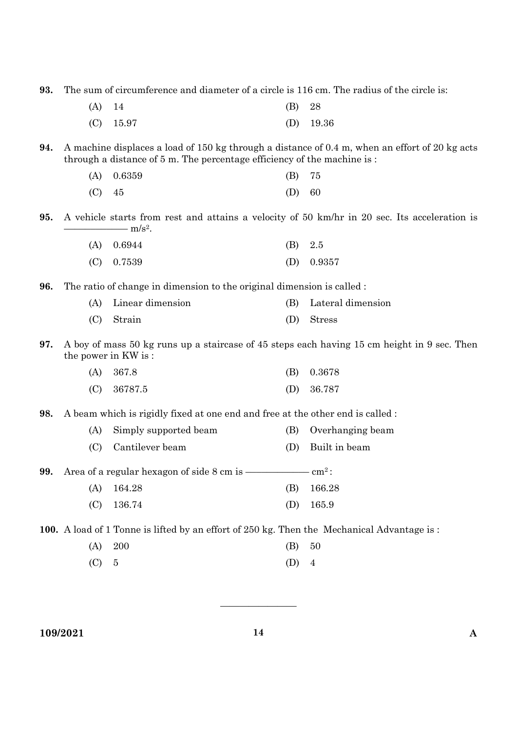93. The sum of circumference and diameter of a circle is 116 cm. The radius of the circle is:

(A) 14
(B) 28
(C) 15.97
(D) 19.36

94. A machine displaces a load of 150 kg through a distance of 0.4 m, when an effort of 20 kg acts through a distance of 5 m. The percentage efficiency of the machine is :

(A) 0.6359
(B) 75
(C) 45
(D) 60

95. A vehicle starts from rest and attains a velocity of 50 km/hr in 20 sec. Its acceleration is ———— $m/s^2$.

(A) 0.6944
(B) 2.5
(C) 0.7539
(D) 0.9357

96. The ratio of change in dimension to the original dimension is called :

(A) Linear dimension
(B) Lateral dimension
(C) Strain
(D) Stress

97. A boy of mass 50 kg runs up a staircase of 45 steps each having 15 cm height in 9 sec. Then the power in KW is :

(A) 367.8
(B) 0.3678
(C) 36787.5
(D) 36.787

98. A beam which is rigidly fixed at one end and free at the other end is called :

(A) Simply supported beam
(B) Overhanging beam
(C) Cantilever beam
(D) Built in beam

99. Area of a regular hexagon of side 8 cm is ———— $cm^2$ :

(A) 164.28
(B) 166.28
(C) 136.74
(D) 165.9

100. A load of 1 Tonne is lifted by an effort of 250 kg. Then the Mechanical Advantage is :

(A) 200
(B) 50
(C) 5
(D) 4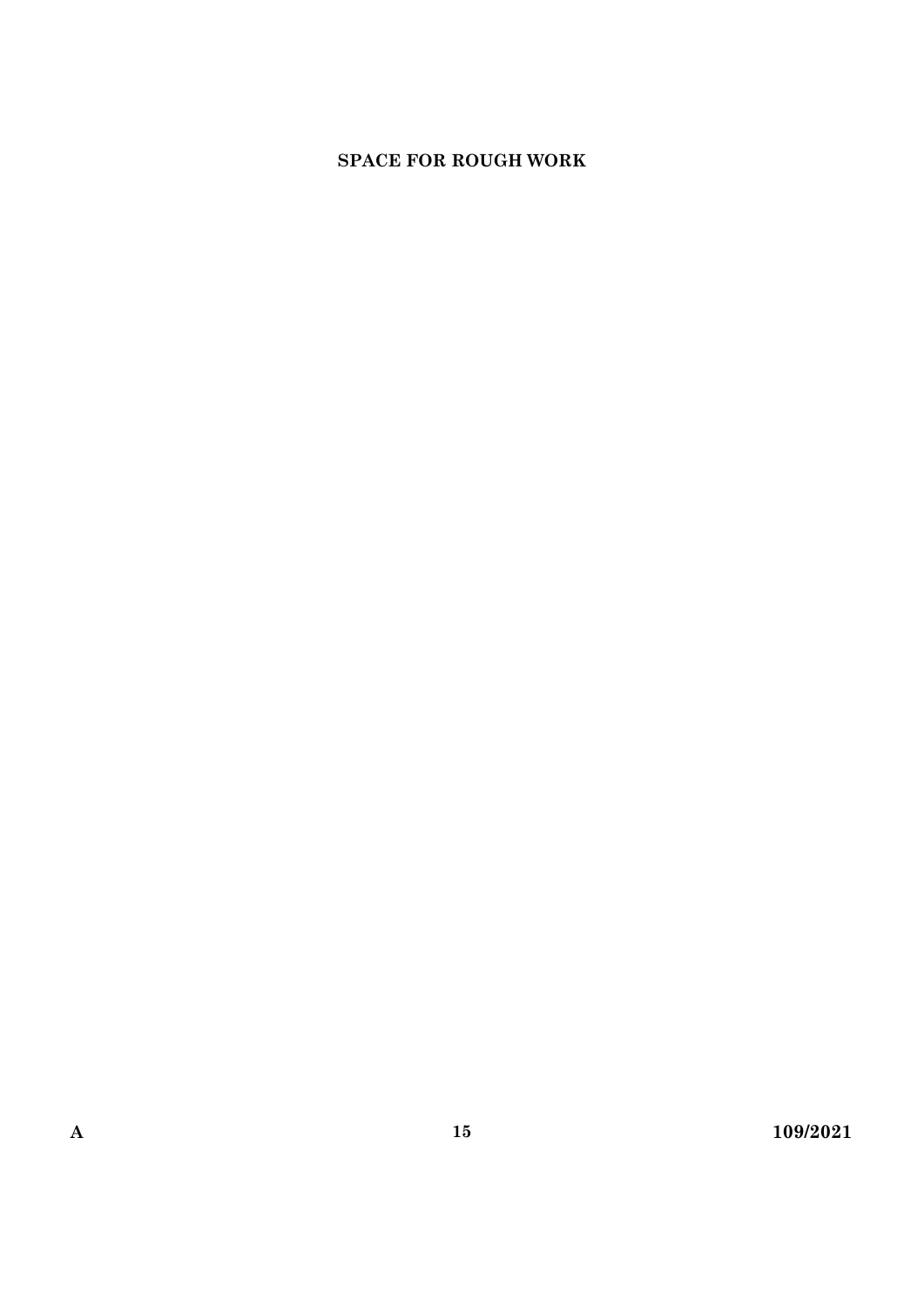**SPACE FOR ROUGH WORK**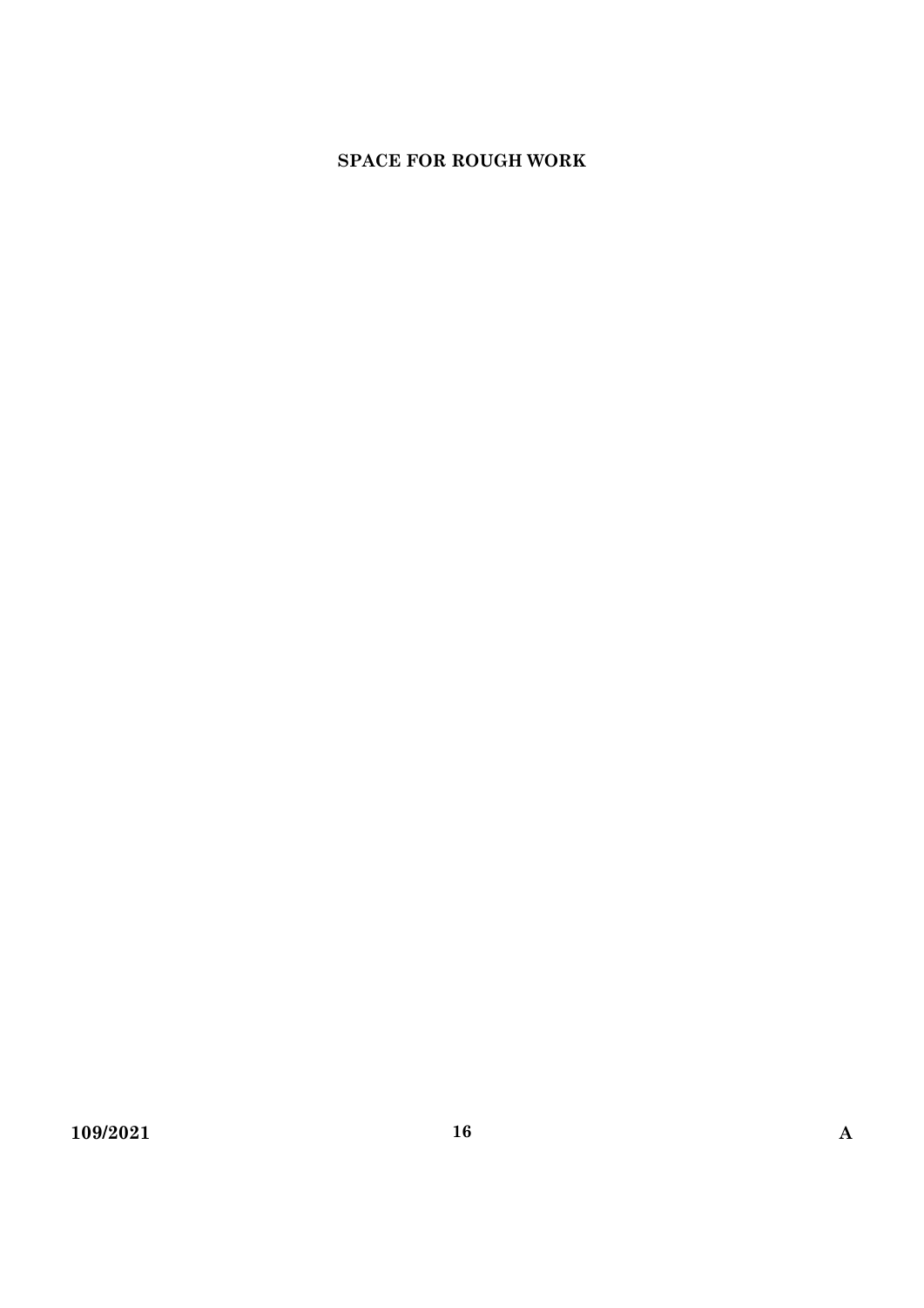**SPACE FOR ROUGH WORK**